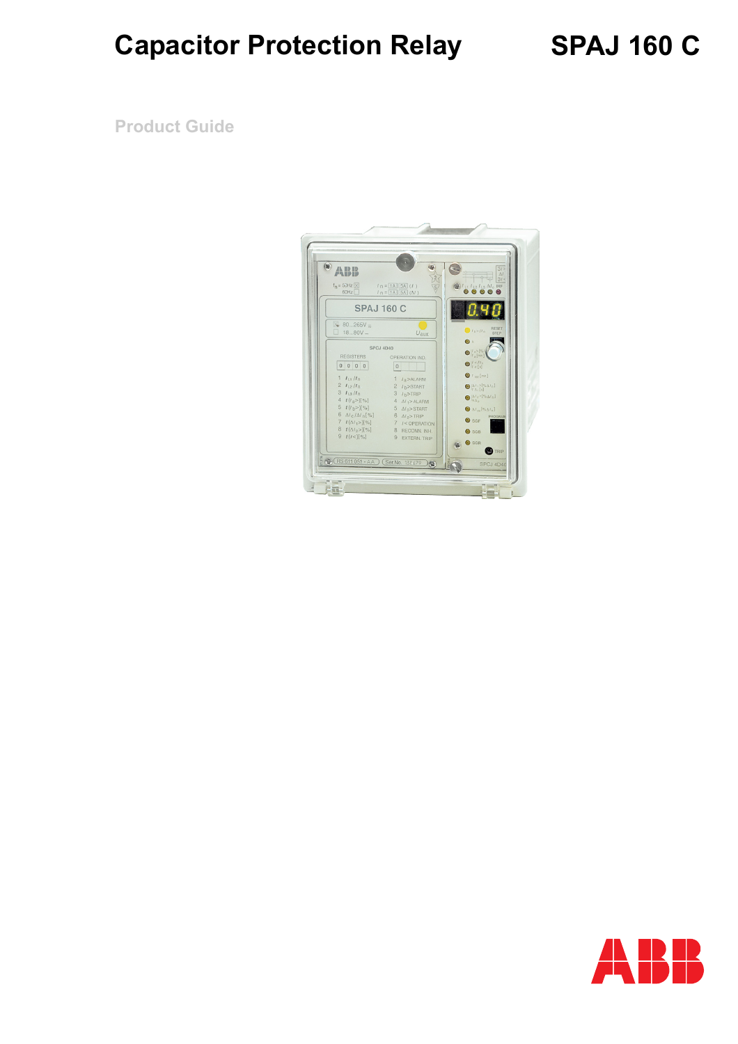# Capacitor Protection Relay SPAJ 160 C

Product Guide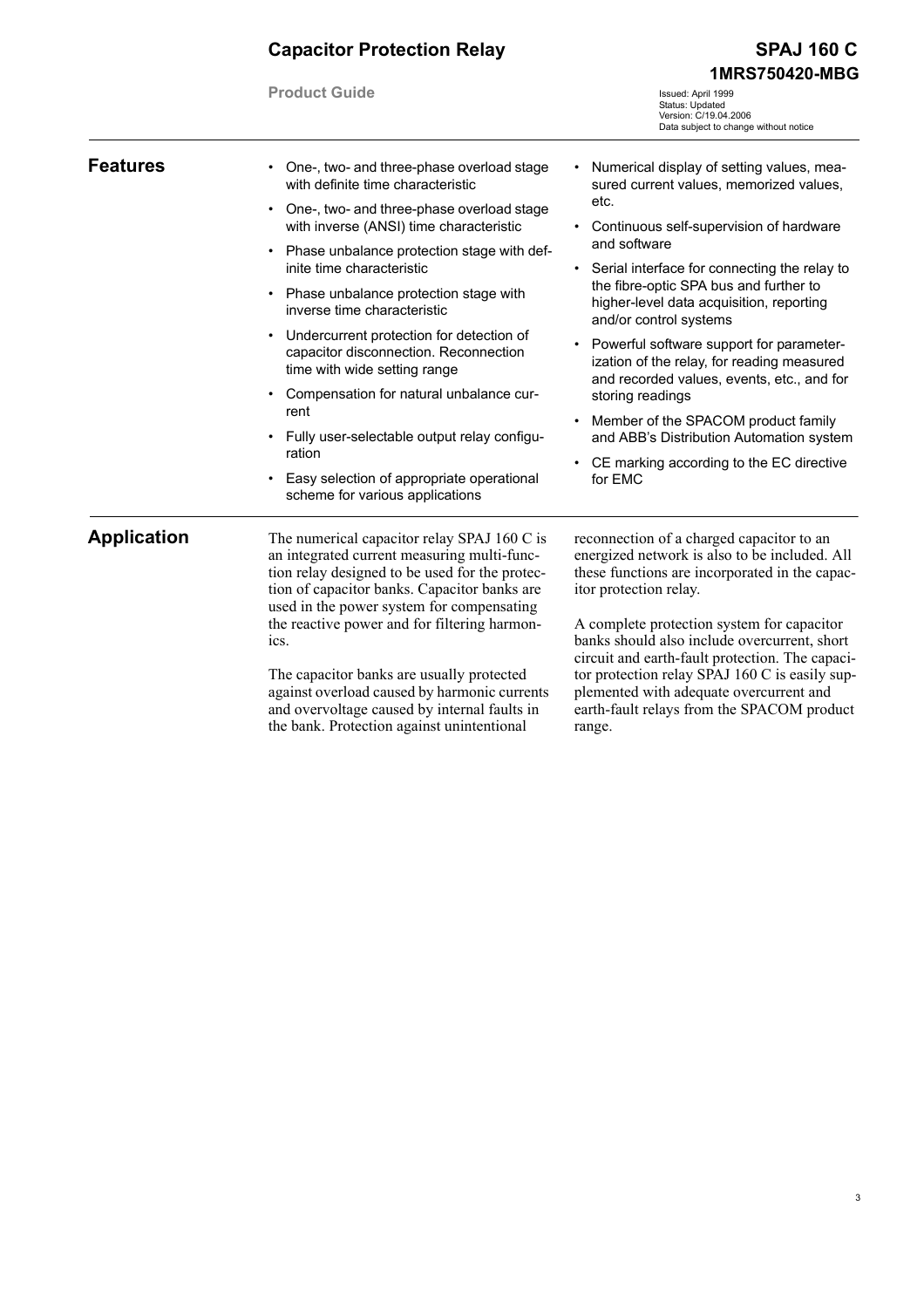## Features

- One-, two- and three-phase overload stage with definite time characteristic
- One-, two- and three-phase overload stage with inverse (ANSI) time characteristic
- Phase unbalance protection stage with definite time characteristic
- Phase unbalance protection stage with inverse time characteristic
- Undercurrent protection for detection of capacitor disconnection. Reconnection time with wide setting range
- Compensation for natural unbalance current
- Fully user-selectable output relay configuration
- Easy selection of appropriate operational scheme for various applications
- Numerical display of setting values, measured current values, memorized values, etc.
- Continuous self-supervision of hardware and software
- Serial interface for connecting the relay to the fibre-optic SPA bus and further to higher-level data acquisition, reporting and/or control systems
- Powerful software support for parameterization of the relay, for reading measured and recorded values, events, etc., and for storing readings
- Member of the SPACOM product family and ABB's Distribution Automation system
- CE marking according to the EC directive for EMC

## Application

The numerical capacitor relay SPAJ 160 C is an integrated current measuring multi-function relay designed to be used for the protection of capacitor banks. Capacitor banks are used in the power system for compensating the reactive power and for filtering harmonics.

The capacitor banks are usually protected against overload caused by harmonic currents and overvoltage caused by internal faults in the bank. Protection against unintentional reconnection of a charged capacitor to an energized network is also to be included. All these functions are incorporated in the capacitor protection relay.

A complete protection system for capacitor banks should also include overcurrent, short circuit and earth-fault protection. The capacitor protection relay SPAJ 160 C is easily supplemented with adequate overcurrent and earth-fault relays from the SPACOM product range.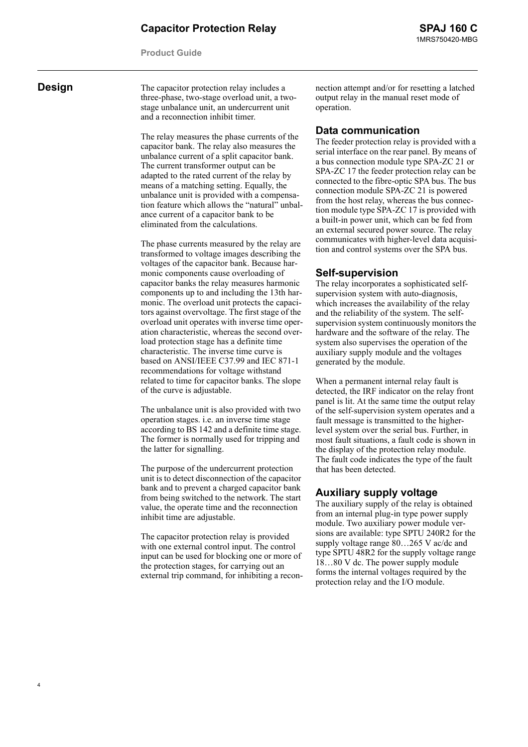## Design

The capacitor protection relay includes a three-phase, two-stage overload unit, a two-stage unbalance unit, an undercurrent unit and a reconnection inhibit timer.

The relay measures the phase currents of the capacitor bank. The relay also measures the unbalance current of a split capacitor bank. The current transformer output can be adapted to the rated current of the relay by means of a matching setting. Equally, the unbalance unit is provided with a compensation feature which allows the "natural" unbalance current of a capacitor bank to be eliminated from the calculations.

The phase currents measured by the relay are transformed to voltage images describing the voltages of the capacitor bank. Because harmonic components cause overloading of capacitor banks the relay measures harmonic components up to and including the 13th harmonic. The overload unit protects the capacitors against overvoltage. The first stage of the overload unit operates with inverse time operation characteristic, whereas the second overload protection stage has a definite time characteristic. The inverse time curve is based on ANSI/IEEE C37.99 and IEC 871-1 recommendations for voltage withstand related to time for capacitor banks. The slope of the curve is adjustable.

The unbalance unit is also provided with two operation stages. i.e. an inverse time stage according to BS 142 and a definite time stage. The former is normally used for tripping and the latter for signalling.

The purpose of the undercurrent protection unit is to detect disconnection of the capacitor bank and to prevent a charged capacitor bank from being switched to the network. The start value, the operate time and the reconnection inhibit time are adjustable.

The capacitor protection relay is provided with one external control input. The control input can be used for blocking one or more of the protection stages, for carrying out an external trip command, for inhibiting a reconnection attempt and/or for resetting a latched output relay in the manual reset mode of operation.

### Data communication

The feeder protection relay is provided with a serial interface on the rear panel. By means of a bus connection module type SPA-ZC 21 or SPA-ZC 17 the feeder protection relay can be connected to the fibre-optic SPA bus. The bus connection module SPA-ZC 21 is powered from the host relay, whereas the bus connection module type SPA-ZC 17 is provided with a built-in power unit, which can be fed from an external secured power source. The relay communicates with higher-level data acquisition and control systems over the SPA bus.

### Self-supervision

The relay incorporates a sophisticated self-supervision system with auto-diagnosis, which increases the availability of the relay and the reliability of the system. The self-supervision system continuously monitors the hardware and the software of the relay. The system also supervises the operation of the auxiliary supply module and the voltages generated by the module.

When a permanent internal relay fault is detected, the IRF indicator on the relay front panel is lit. At the same time the output relay of the self-supervision system operates and a fault message is transmitted to the higher-level system over the serial bus. Further, in most fault situations, a fault code is shown in the display of the protection relay module. The fault code indicates the type of the fault that has been detected.

### Auxiliary supply voltage

The auxiliary supply of the relay is obtained from an internal plug-in type power supply module. Two auxiliary power module versions are available: type SPTU 240R2 for the supply voltage range 80…265 V ac/dc and type SPTU 48R2 for the supply voltage range 18…80 V dc. The power supply module forms the internal voltages required by the protection relay and the I/O module.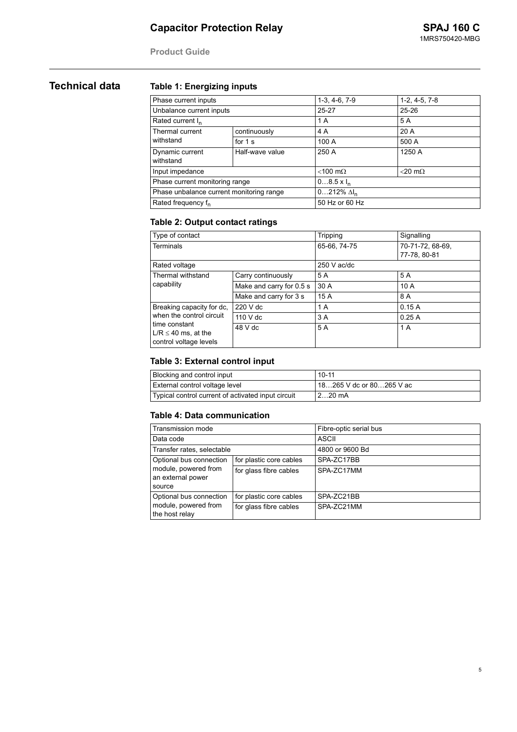## Technical data

### Table 1: Energizing inputs

| | | | |
|---|---|---|---|
| Phase current inputs | | 1-3, 4-6, 7-9 | 1-2, 4-5, 7-8 |
| Unbalance current inputs | | 25-27 | 25-26 |
| Rated current $I_n$ | | 1 A | 5 A |
| Thermal current withstand | continuously | 4 A | 20 A |
| | for 1 s | 100 A | 500 A |
| Dynamic current withstand | Half-wave value | 250 A | 1250 A |
| Input impedance | | <100 mΩ | <20 mΩ |
| Phase current monitoring range | | 0…8.5 x $I_n$ | |
| Phase unbalance current monitoring range | | 0…212% $\Delta I_n$ | |
| Rated frequency $f_n$ | | 50 Hz or 60 Hz | |

### Table 2: Output contact ratings

| Type of contact | | Tripping | Signalling |
|---|---|---|---|
| Terminals | | 65-66, 74-75 | 70-71-72, 68-69, 77-78, 80-81 |
| Rated voltage | | 250 V ac/dc | |
| Thermal withstand capability | Carry continuously | 5 A | 5 A |
| | Make and carry for 0.5 s | 30 A | 10 A |
| | Make and carry for 3 s | 15 A | 8 A |
| Breaking capacity for dc, when the control circuit time constant L/R ≤ 40 ms, at the control voltage levels | 220 V dc | 1 A | 0.15 A |
| | 110 V dc | 3 A | 0.25 A |
| | 48 V dc | 5 A | 1 A |

### Table 3: External control input

| | |
|---|---|
| Blocking and control input | 10-11 |
| External control voltage level | 18…265 V dc or 80…265 V ac |
| Typical control current of activated input circuit | 2…20 mA |

### Table 4: Data communication

| | | |
|---|---|---|
| Transmission mode | | Fibre-optic serial bus |
| Data code | | ASCII |
| Transfer rates, selectable | | 4800 or 9600 Bd |
| Optional bus connection module, powered from an external power source | for plastic core cables | SPA-ZC17BB |
| | for glass fibre cables | SPA-ZC17MM |
| Optional bus connection module, powered from the host relay | for plastic core cables | SPA-ZC21BB |
| | for glass fibre cables | SPA-ZC21MM |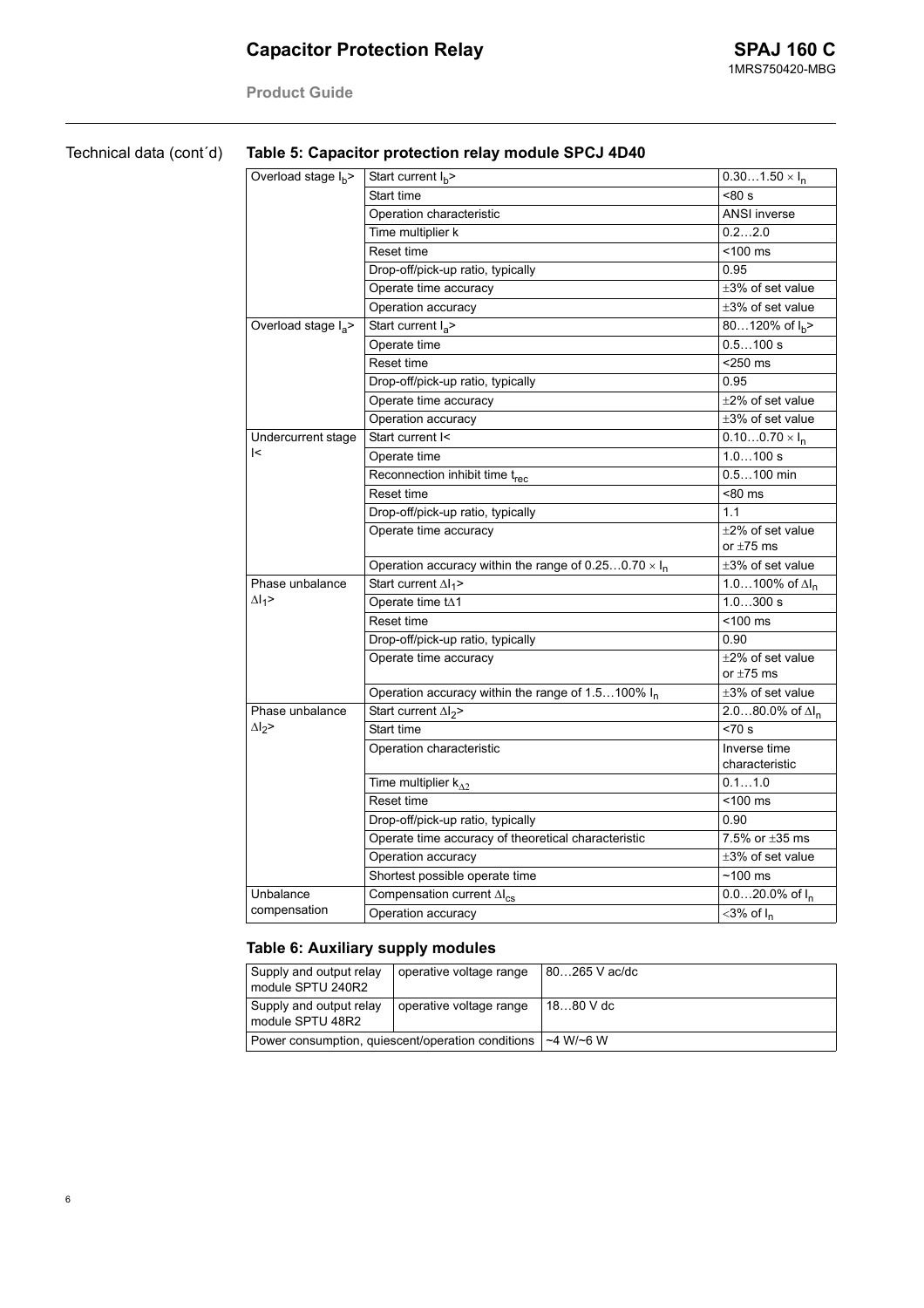Technical data (cont´d)

### Table 5: Capacitor protection relay module SPCJ 4D40

| | | |
|---|---|---|
| Overload stage $I_b$> | Start current $I_b$> | 0.30…1.50 × $I_n$ |
| | Start time | <80 s |
| | Operation characteristic | ANSI inverse |
| | Time multiplier k | 0.2…2.0 |
| | Reset time | <100 ms |
| | Drop-off/pick-up ratio, typically | 0.95 |
| | Operate time accuracy | ±3% of set value |
| | Operation accuracy | ±3% of set value |
| Overload stage $I_a$> | Start current $I_a$> | 80…120% of $I_b$> |
| | Operate time | 0.5…100 s |
| | Reset time | <250 ms |
| | Drop-off/pick-up ratio, typically | 0.95 |
| | Operate time accuracy | ±2% of set value |
| | Operation accuracy | ±3% of set value |
| Undercurrent stage I< | Start current I< | 0.10…0.70 × $I_n$ |
| | Operate time | 1.0…100 s |
| | Reconnection inhibit time $t_{rec}$ | 0.5…100 min |
| | Reset time | <80 ms |
| | Drop-off/pick-up ratio, typically | 1.1 |
| | Operate time accuracy | ±2% of set value or ±75 ms |
| | Operation accuracy within the range of 0.25…0.70 × $I_n$ | ±3% of set value |
| Phase unbalance $\Delta I_1$> | Start current $\Delta I_1$> | 1.0…100% of $\Delta I_n$ |
| | Operate time $t\Delta 1$ | 1.0…300 s |
| | Reset time | <100 ms |
| | Drop-off/pick-up ratio, typically | 0.90 |
| | Operate time accuracy | ±2% of set value or ±75 ms |
| | Operation accuracy within the range of 1.5…100% $I_n$ | ±3% of set value |
| Phase unbalance $\Delta I_2$> | Start current $\Delta I_2$> | 2.0…80.0% of $\Delta I_n$ |
| | Start time | <70 s |
| | Operation characteristic | Inverse time characteristic |
| | Time multiplier $k_{\Delta 2}$ | 0.1…1.0 |
| | Reset time | <100 ms |
| | Drop-off/pick-up ratio, typically | 0.90 |
| | Operate time accuracy of theoretical characteristic | 7.5% or ±35 ms |
| | Operation accuracy | ±3% of set value |
| | Shortest possible operate time | ~100 ms |
| Unbalance compensation | Compensation current $\Delta I_{cs}$ | 0.0…20.0% of $I_n$ |
| | Operation accuracy | <3% of $I_n$ |

### Table 6: Auxiliary supply modules

| | | |
|---|---|---|
| Supply and output relay module SPTU 240R2 | operative voltage range | 80…265 V ac/dc |
| Supply and output relay module SPTU 48R2 | operative voltage range | 18…80 V dc |
| Power consumption, quiescent/operation conditions | | ~4 W/~6 W |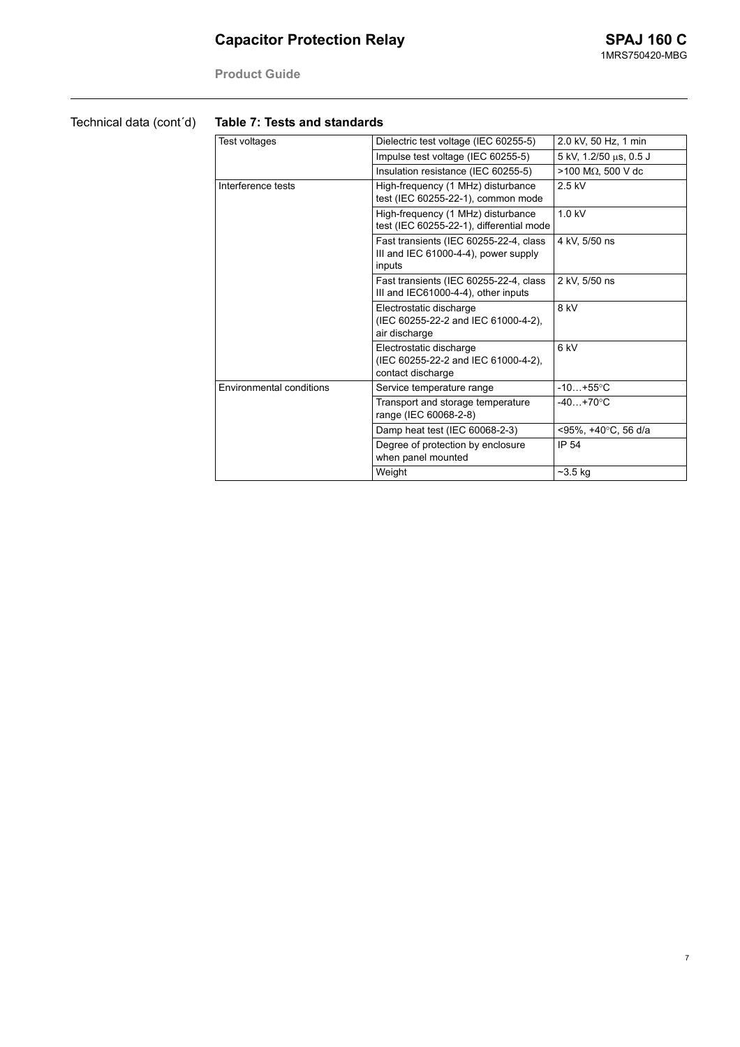Technical data (cont´d)

**Table 7: Tests and standards**

| | | |
|---|---|---|
| Test voltages | Dielectric test voltage (IEC 60255-5) | 2.0 kV, 50 Hz, 1 min |
| | Impulse test voltage (IEC 60255-5) | 5 kV, 1.2/50 μs, 0.5 J |
| | Insulation resistance (IEC 60255-5) | >100 MΩ, 500 V dc |
| Interference tests | High-frequency (1 MHz) disturbance test (IEC 60255-22-1), common mode | 2.5 kV |
| | High-frequency (1 MHz) disturbance test (IEC 60255-22-1), differential mode | 1.0 kV |
| | Fast transients (IEC 60255-22-4, class III and IEC 61000-4-4), power supply inputs | 4 kV, 5/50 ns |
| | Fast transients (IEC 60255-22-4, class III and IEC61000-4-4), other inputs | 2 kV, 5/50 ns |
| | Electrostatic discharge (IEC 60255-22-2 and IEC 61000-4-2), air discharge | 8 kV |
| | Electrostatic discharge (IEC 60255-22-2 and IEC 61000-4-2), contact discharge | 6 kV |
| Environmental conditions | Service temperature range | -10…+55°C |
| | Transport and storage temperature range (IEC 60068-2-8) | -40…+70°C |
| | Damp heat test (IEC 60068-2-3) | <95%, +40°C, 56 d/a |
| | Degree of protection by enclosure when panel mounted | IP 54 |
| | Weight | ~3.5 kg |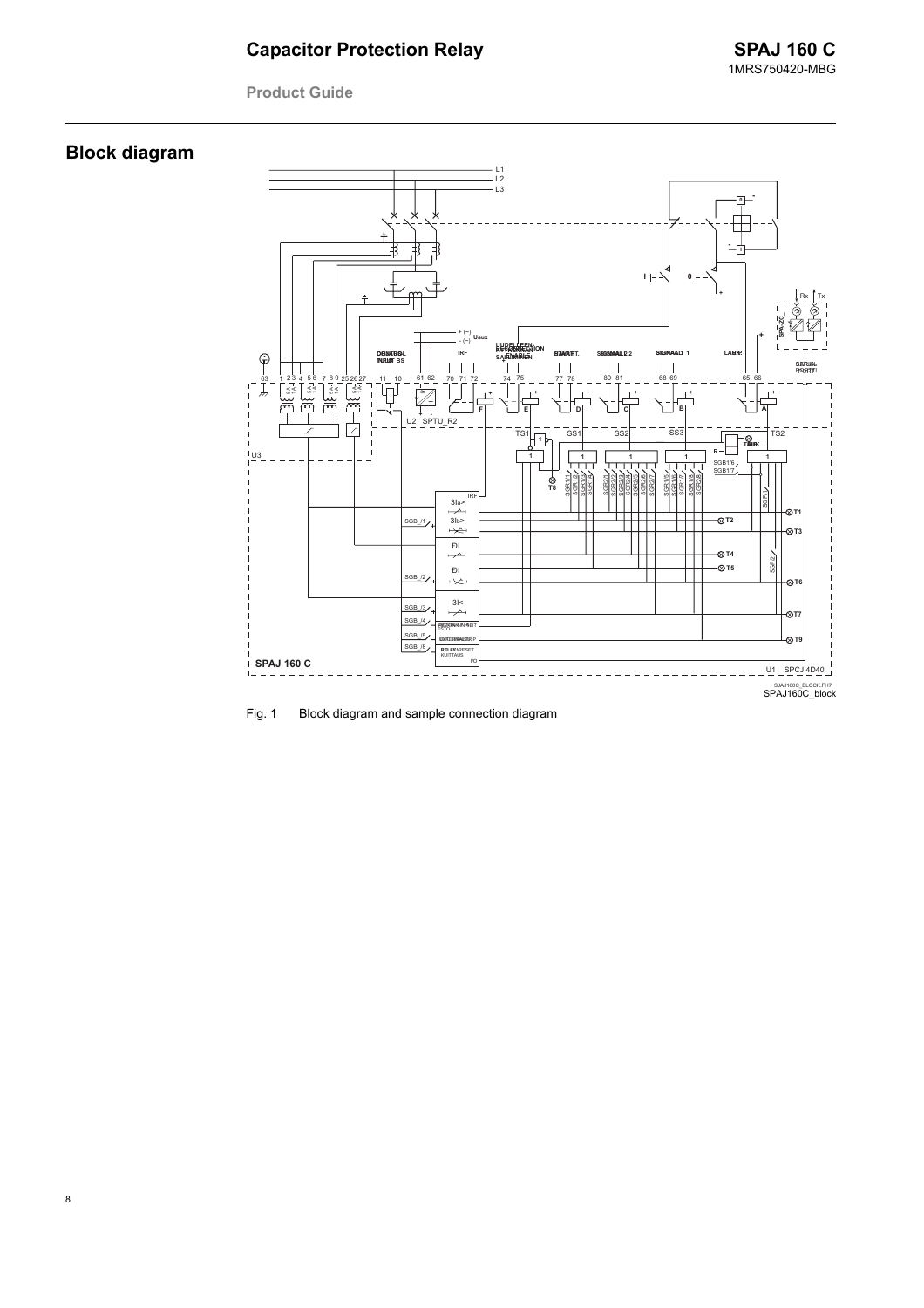## Block diagram

Fig. 1 Block diagram and sample connection diagram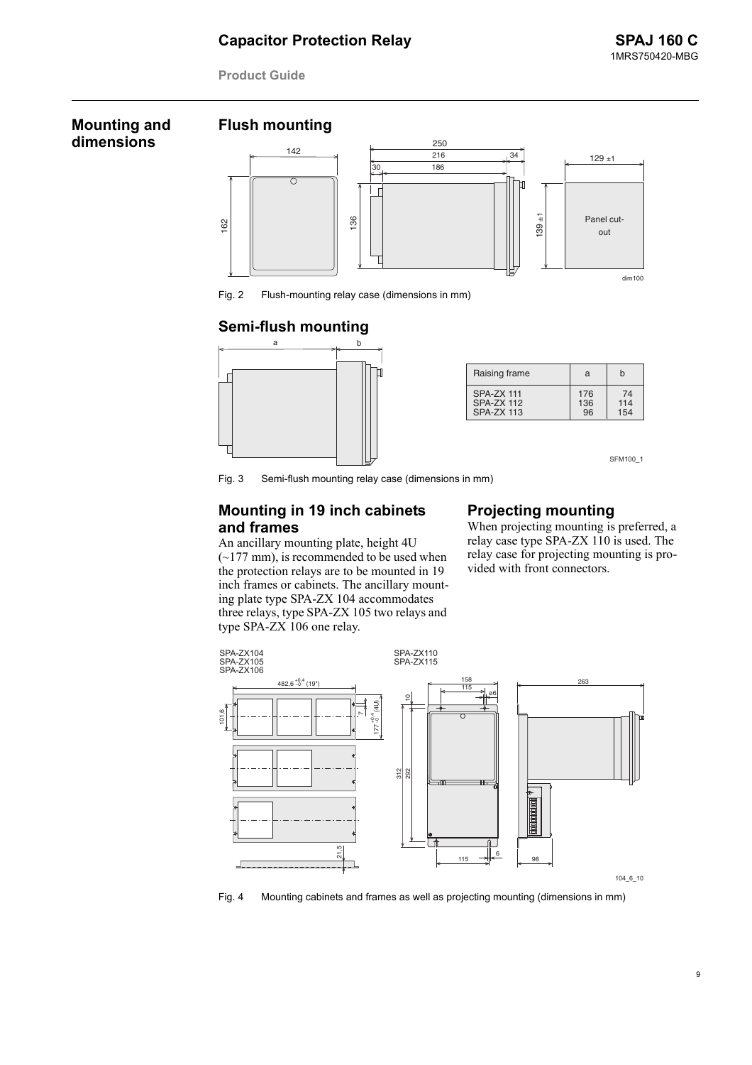## Mounting and dimensions

### Flush mounting

Fig. 2 Flush-mounting relay case (dimensions in mm)

### Semi-flush mounting

| Raising frame | a | b |
|---|---|---|
| SPA-ZX 111 | 176 | 74 |
| SPA-ZX 112 | 136 | 114 |
| SPA-ZX 113 | 96 | 154 |

Fig. 3 Semi-flush mounting relay case (dimensions in mm)

### Mounting in 19 inch cabinets and frames

An ancillary mounting plate, height 4U (~177 mm), is recommended to be used when the protection relays are to be mounted in 19 inch frames or cabinets. The ancillary mounting plate type SPA-ZX 104 accommodates three relays, type SPA-ZX 105 two relays and type SPA-ZX 106 one relay.

### Projecting mounting

When projecting mounting is preferred, a relay case type SPA-ZX 110 is used. The relay case for projecting mounting is provided with front connectors.

Fig. 4 Mounting cabinets and frames as well as projecting mounting (dimensions in mm)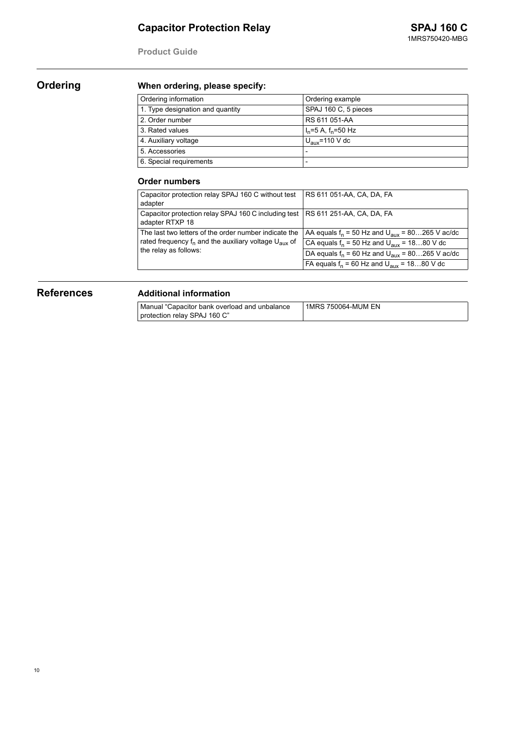## Ordering

### When ordering, please specify:

| Ordering information | Ordering example |
|---|---|
| 1. Type designation and quantity | SPAJ 160 C, 5 pieces |
| 2. Order number | RS 611 051-AA |
| 3. Rated values | $I_n$=5 A, $f_n$=50 Hz |
| 4. Auxiliary voltage | $U_{aux}$=110 V dc |
| 5. Accessories | - |
| 6. Special requirements | - |

### Order numbers

| | |
|---|---|
| Capacitor protection relay SPAJ 160 C without test adapter | RS 611 051-AA, CA, DA, FA |
| Capacitor protection relay SPAJ 160 C including test adapter RTXP 18 | RS 611 251-AA, CA, DA, FA |
| The last two letters of the order number indicate the rated frequency $f_n$ and the auxiliary voltage $U_{aux}$ of the relay as follows: | AA equals $f_n$ = 50 Hz and $U_{aux}$ = 80…265 V ac/dc |
| | CA equals $f_n$ = 50 Hz and $U_{aux}$ = 18…80 V dc |
| | DA equals $f_n$ = 60 Hz and $U_{aux}$ = 80…265 V ac/dc |
| | FA equals $f_n$ = 60 Hz and $U_{aux}$ = 18…80 V dc |

## References

### Additional information

| | |
|---|---|
| Manual “Capacitor bank overload and unbalance protection relay SPAJ 160 C” | 1MRS 750064-MUM EN |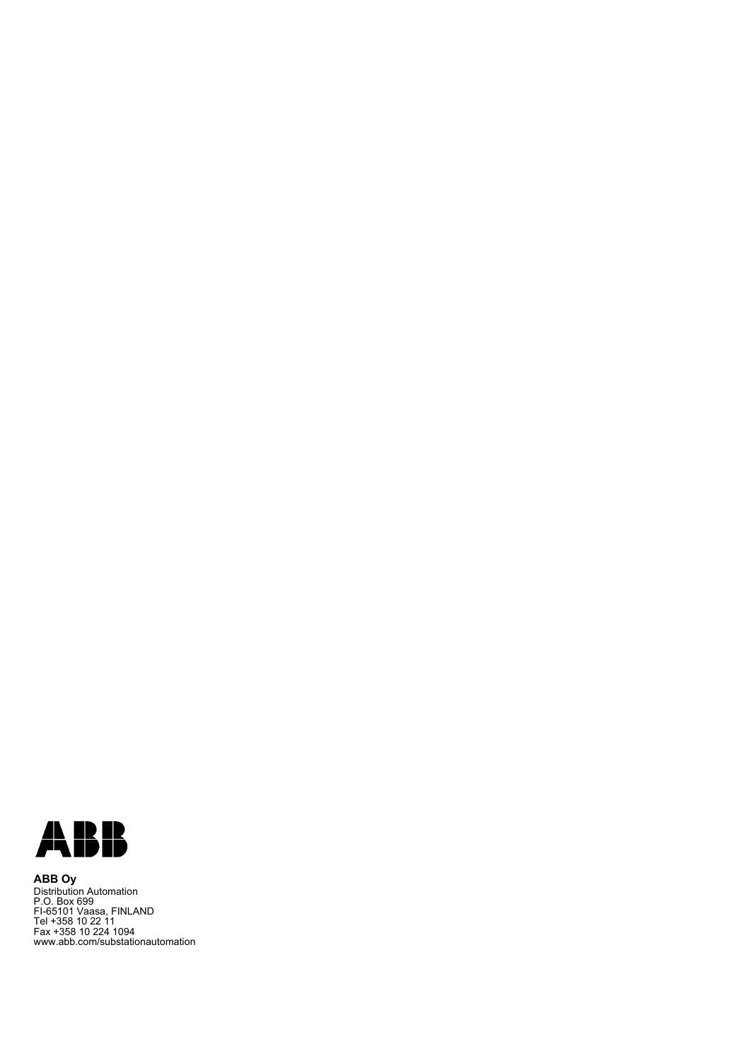**ABB Oy**
Distribution Automation
P.O. Box 699
FI-65101 Vaasa, FINLAND
Tel +358 10 22 11
Fax +358 10 224 1094
www.abb.com/substationautomation